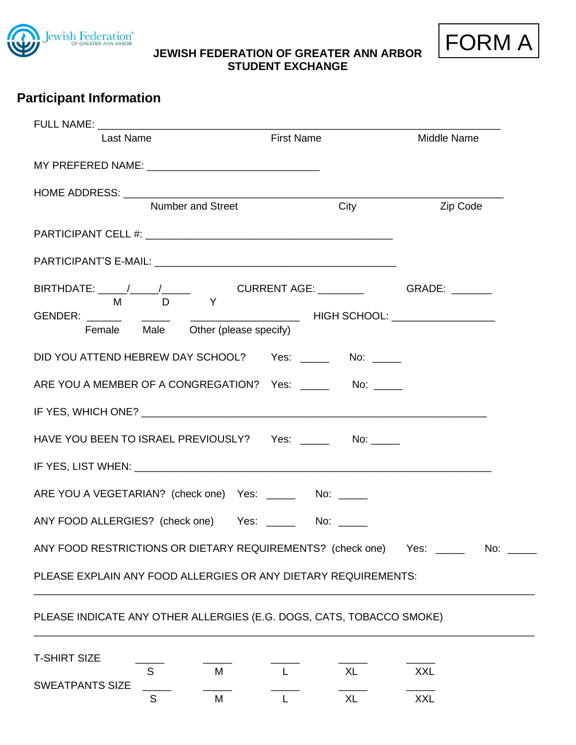# JEWISH FEDERATION OF GREATER ANN ARBOR STUDENT EXCHANGE

FORM A

## Participant Information

FULL NAME: ___________________________________________________________________

Last Name / First Name / Middle Name

MY PREFERED NAME: ______________________________

HOME ADDRESS: ___________________________________________________________________

Number and Street / City / Zip Code

PARTICIPANT CELL #: ___________________________________________

PARTICIPANT'S E-MAIL: ___________________________________________

BIRTHDATE: _____/_____/_____ (M / D / Y)  CURRENT AGE: ________  GRADE: _______

GENDER: ______ Female  _____ Male  ___________________ Other (please specify)  HIGH SCHOOL: __________________

DID YOU ATTEND HEBREW DAY SCHOOL? Yes: _____ No: _____

ARE YOU A MEMBER OF A CONGREGATION? Yes: _____ No: _____

IF YES, WHICH ONE? ____________________________________________________________

HAVE YOU BEEN TO ISRAEL PREVIOUSLY? Yes: _____ No: _____

IF YES, LIST WHEN: _____________________________________________________________

ARE YOU A VEGETARIAN? (check one) Yes: _____ No: _____

ANY FOOD ALLERGIES? (check one) Yes: _____ No: _____

ANY FOOD RESTRICTIONS OR DIETARY REQUIREMENTS? (check one) Yes: _____ No: _____

PLEASE EXPLAIN ANY FOOD ALLERGIES OR ANY DIETARY REQUIREMENTS:

_____________________________________________________________________________________

PLEASE INDICATE ANY OTHER ALLERGIES (E.G. DOGS, CATS, TOBACCO SMOKE)

_____________________________________________________________________________________

T-SHIRT SIZE _____ S _____ M _____ L _____ XL _____ XXL

SWEATPANTS SIZE _____ S _____ M _____ L _____ XL _____ XXL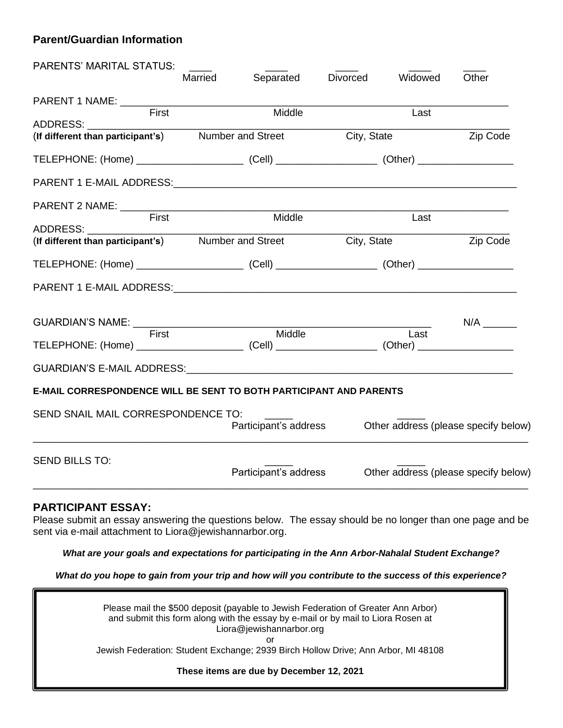## Parent/Guardian Information

PARENTS' MARITAL STATUS: ____ Married ____ Separated ____ Divorced ____ Widowed ____ Other

PARENT 1 NAME: ______________________________________________
First Middle Last

ADDRESS: ______________________________________________
(**If different than participant's**) Number and Street City, State Zip Code

TELEPHONE: (Home) ___________________ (Cell) __________________ (Other) _________________

PARENT 1 E-MAIL ADDRESS: ______________________________________________

PARENT 2 NAME: ______________________________________________
First Middle Last

ADDRESS: ______________________________________________
(**If different than participant's**) Number and Street City, State Zip Code

TELEPHONE: (Home) ___________________ (Cell) __________________ (Other) _________________

PARENT 1 E-MAIL ADDRESS: ______________________________________________

GUARDIAN'S NAME: ______________________________________________ N/A ______
First Middle Last

TELEPHONE: (Home) ___________________ (Cell) __________________ (Other) _________________

GUARDIAN'S E-MAIL ADDRESS: ______________________________________________

**E-MAIL CORRESPONDENCE WILL BE SENT TO BOTH PARTICIPANT AND PARENTS**

SEND SNAIL MAIL CORRESPONDENCE TO: _____ Participant's address _____ Other address (please specify below)

______________________________________________________________________________

SEND BILLS TO: _____ Participant's address _____ Other address (please specify below)

______________________________________________________________________________

## PARTICIPANT ESSAY:

Please submit an essay answering the questions below. The essay should be no longer than one page and be sent via e-mail attachment to Liora@jewishannarbor.org.

***What are your goals and expectations for participating in the Ann Arbor-Nahalal Student Exchange?***

***What do you hope to gain from your trip and how will you contribute to the success of this experience?***

Please mail the $500 deposit (payable to Jewish Federation of Greater Ann Arbor) and submit this form along with the essay by e-mail or by mail to Liora Rosen at Liora@jewishannarbor.org

or

Jewish Federation: Student Exchange; 2939 Birch Hollow Drive; Ann Arbor, MI 48108

**These items are due by December 12, 2021**